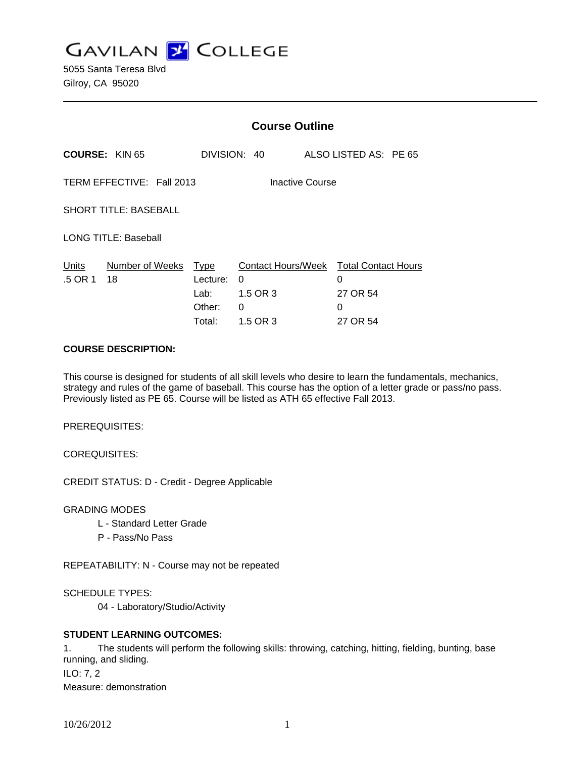# GAVILAN COLLEGE

5055 Santa Teresa Blvd
Gilroy, CA 95020

## Course Outline

**COURSE:** KIN 65 DIVISION: 40 ALSO LISTED AS: PE 65

TERM EFFECTIVE: Fall 2013 Inactive Course

SHORT TITLE: BASEBALL

LONG TITLE: Baseball

| Units | Number of Weeks | Type | Contact Hours/Week | Total Contact Hours |
|---|---|---|---|---|
| .5 OR 1 | 18 | Lecture: | 0 | 0 |
| | | Lab: | 1.5 OR 3 | 27 OR 54 |
| | | Other: | 0 | 0 |
| | | Total: | 1.5 OR 3 | 27 OR 54 |

**COURSE DESCRIPTION:**

This course is designed for students of all skill levels who desire to learn the fundamentals, mechanics, strategy and rules of the game of baseball. This course has the option of a letter grade or pass/no pass. Previously listed as PE 65. Course will be listed as ATH 65 effective Fall 2013.

PREREQUISITES:

COREQUISITES:

CREDIT STATUS: D - Credit - Degree Applicable

GRADING MODES
- L - Standard Letter Grade
- P - Pass/No Pass

REPEATABILITY: N - Course may not be repeated

SCHEDULE TYPES:
- 04 - Laboratory/Studio/Activity

**STUDENT LEARNING OUTCOMES:**

1. The students will perform the following skills: throwing, catching, hitting, fielding, bunting, base running, and sliding.

ILO: 7, 2
Measure: demonstration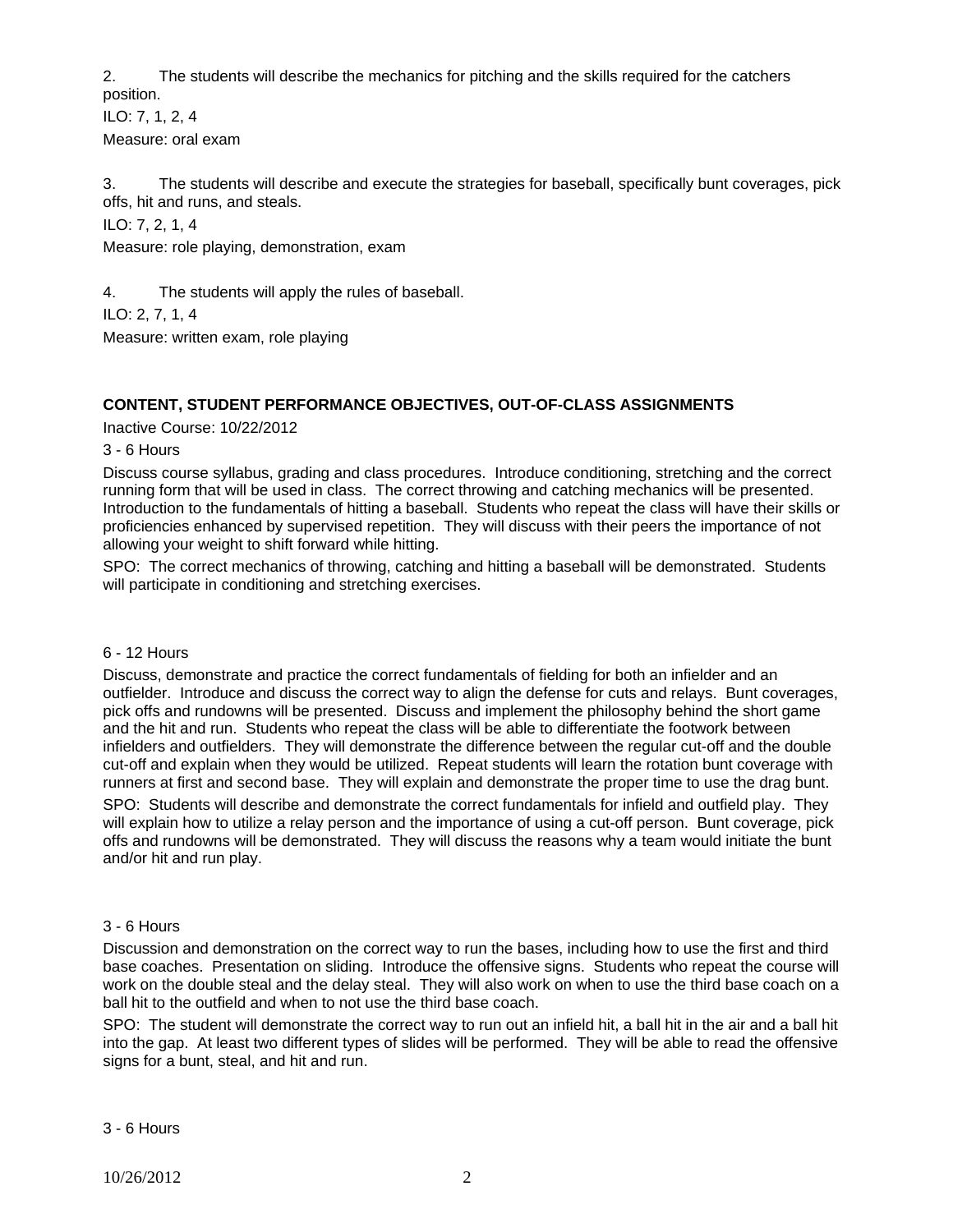2. The students will describe the mechanics for pitching and the skills required for the catchers position.

ILO: 7, 1, 2, 4

Measure: oral exam

3. The students will describe and execute the strategies for baseball, specifically bunt coverages, pick offs, hit and runs, and steals.

ILO: 7, 2, 1, 4

Measure: role playing, demonstration, exam

4. The students will apply the rules of baseball.

ILO: 2, 7, 1, 4

Measure: written exam, role playing

**CONTENT, STUDENT PERFORMANCE OBJECTIVES, OUT-OF-CLASS ASSIGNMENTS**

Inactive Course: 10/22/2012

3 - 6 Hours

Discuss course syllabus, grading and class procedures. Introduce conditioning, stretching and the correct running form that will be used in class. The correct throwing and catching mechanics will be presented. Introduction to the fundamentals of hitting a baseball. Students who repeat the class will have their skills or proficiencies enhanced by supervised repetition. They will discuss with their peers the importance of not allowing your weight to shift forward while hitting.

SPO: The correct mechanics of throwing, catching and hitting a baseball will be demonstrated. Students will participate in conditioning and stretching exercises.

6 - 12 Hours

Discuss, demonstrate and practice the correct fundamentals of fielding for both an infielder and an outfielder. Introduce and discuss the correct way to align the defense for cuts and relays. Bunt coverages, pick offs and rundowns will be presented. Discuss and implement the philosophy behind the short game and the hit and run. Students who repeat the class will be able to differentiate the footwork between infielders and outfielders. They will demonstrate the difference between the regular cut-off and the double cut-off and explain when they would be utilized. Repeat students will learn the rotation bunt coverage with runners at first and second base. They will explain and demonstrate the proper time to use the drag bunt.

SPO: Students will describe and demonstrate the correct fundamentals for infield and outfield play. They will explain how to utilize a relay person and the importance of using a cut-off person. Bunt coverage, pick offs and rundowns will be demonstrated. They will discuss the reasons why a team would initiate the bunt and/or hit and run play.

3 - 6 Hours

Discussion and demonstration on the correct way to run the bases, including how to use the first and third base coaches. Presentation on sliding. Introduce the offensive signs. Students who repeat the course will work on the double steal and the delay steal. They will also work on when to use the third base coach on a ball hit to the outfield and when to not use the third base coach.

SPO: The student will demonstrate the correct way to run out an infield hit, a ball hit in the air and a ball hit into the gap. At least two different types of slides will be performed. They will be able to read the offensive signs for a bunt, steal, and hit and run.

3 - 6 Hours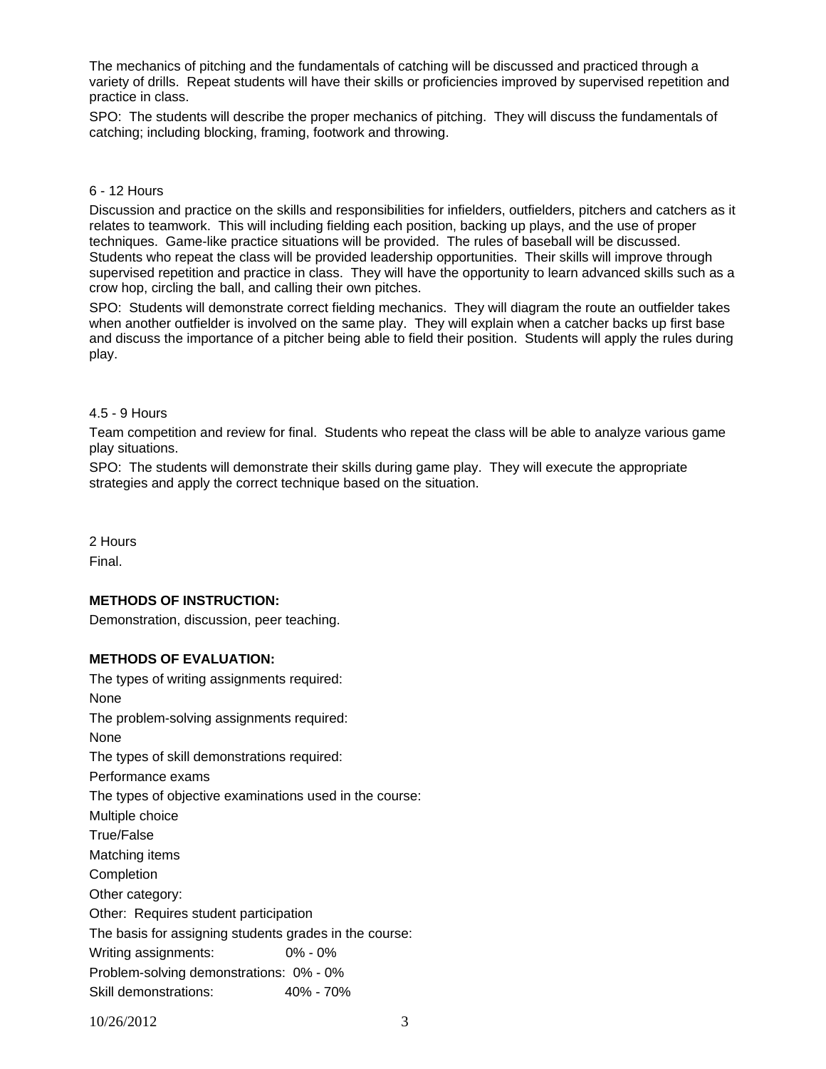The mechanics of pitching and the fundamentals of catching will be discussed and practiced through a variety of drills.  Repeat students will have their skills or proficiencies improved by supervised repetition and practice in class.

SPO:  The students will describe the proper mechanics of pitching.  They will discuss the fundamentals of catching; including blocking, framing, footwork and throwing.

6 - 12 Hours

Discussion and practice on the skills and responsibilities for infielders, outfielders, pitchers and catchers as it relates to teamwork.  This will including fielding each position, backing up plays, and the use of proper techniques.  Game-like practice situations will be provided.  The rules of baseball will be discussed.  Students who repeat the class will be provided leadership opportunities.  Their skills will improve through supervised repetition and practice in class.  They will have the opportunity to learn advanced skills such as a crow hop, circling the ball, and calling their own pitches.

SPO:  Students will demonstrate correct fielding mechanics.  They will diagram the route an outfielder takes when another outfielder is involved on the same play.  They will explain when a catcher backs up first base and discuss the importance of a pitcher being able to field their position.  Students will apply the rules during play.

4.5 - 9 Hours

Team competition and review for final.  Students who repeat the class will be able to analyze various game play situations.

SPO:  The students will demonstrate their skills during game play.  They will execute the appropriate strategies and apply the correct technique based on the situation.

2 Hours

Final.

**METHODS OF INSTRUCTION:**

Demonstration, discussion, peer teaching.

**METHODS OF EVALUATION:**

The types of writing assignments required:

None

The problem-solving assignments required:

None

The types of skill demonstrations required:

Performance exams

The types of objective examinations used in the course:

Multiple choice

True/False

Matching items

Completion

Other category:

Other:  Requires student participation

The basis for assigning students grades in the course:

Writing assignments: 0% - 0%

Problem-solving demonstrations: 0% - 0%

Skill demonstrations: 40% - 70%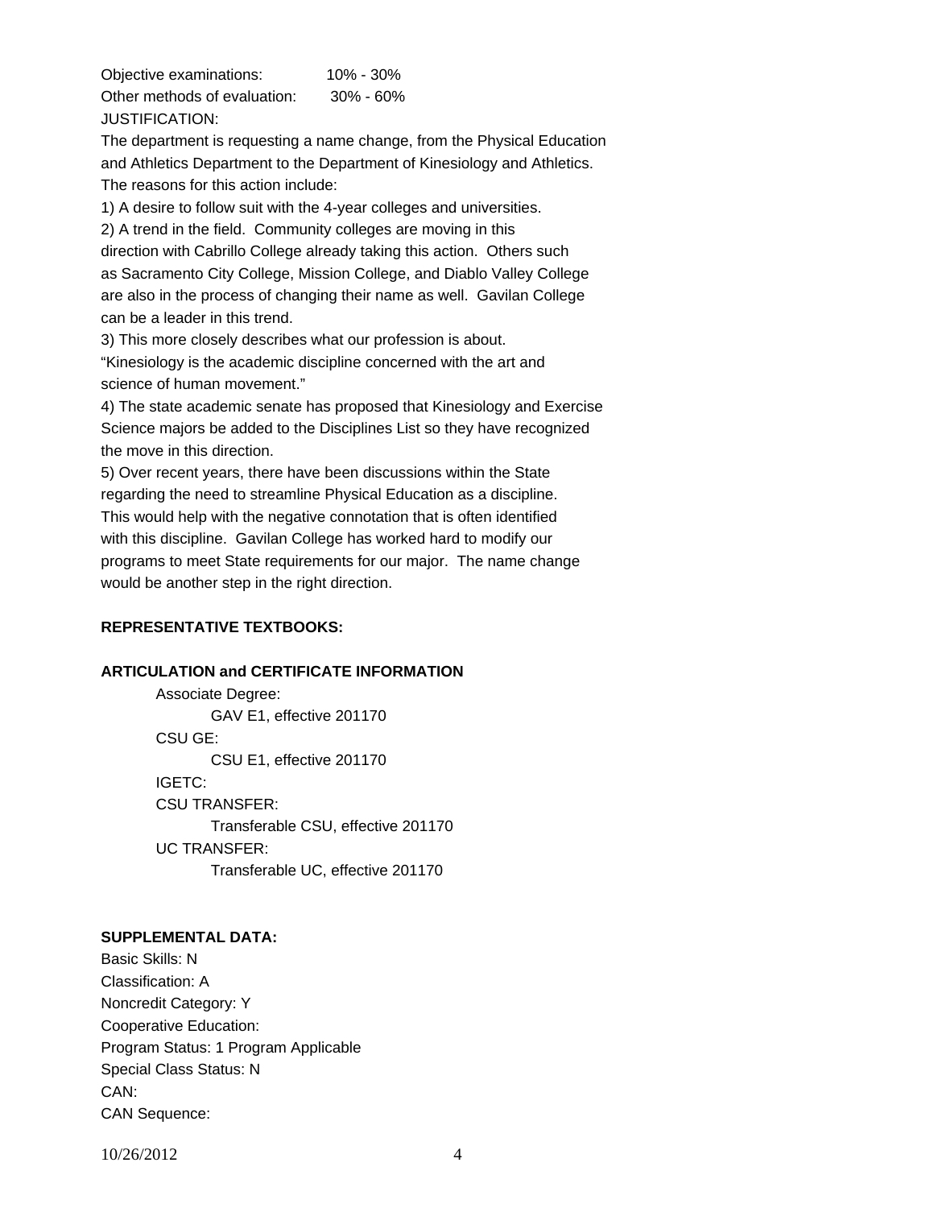Objective examinations: 10% - 30%

Other methods of evaluation: 30% - 60%

JUSTIFICATION:

The department is requesting a name change, from the Physical Education and Athletics Department to the Department of Kinesiology and Athletics. The reasons for this action include:

1) A desire to follow suit with the 4-year colleges and universities.
2) A trend in the field. Community colleges are moving in this direction with Cabrillo College already taking this action. Others such as Sacramento City College, Mission College, and Diablo Valley College are also in the process of changing their name as well. Gavilan College can be a leader in this trend.
3) This more closely describes what our profession is about. "Kinesiology is the academic discipline concerned with the art and science of human movement."
4) The state academic senate has proposed that Kinesiology and Exercise Science majors be added to the Disciplines List so they have recognized the move in this direction.
5) Over recent years, there have been discussions within the State regarding the need to streamline Physical Education as a discipline. This would help with the negative connotation that is often identified with this discipline. Gavilan College has worked hard to modify our programs to meet State requirements for our major. The name change would be another step in the right direction.

**REPRESENTATIVE TEXTBOOKS:**

**ARTICULATION and CERTIFICATE INFORMATION**

Associate Degree:
GAV E1, effective 201170

CSU GE:
CSU E1, effective 201170

IGETC:

CSU TRANSFER:
Transferable CSU, effective 201170

UC TRANSFER:
Transferable UC, effective 201170

**SUPPLEMENTAL DATA:**

Basic Skills: N

Classification: A

Noncredit Category: Y

Cooperative Education:

Program Status: 1 Program Applicable

Special Class Status: N

CAN:

CAN Sequence: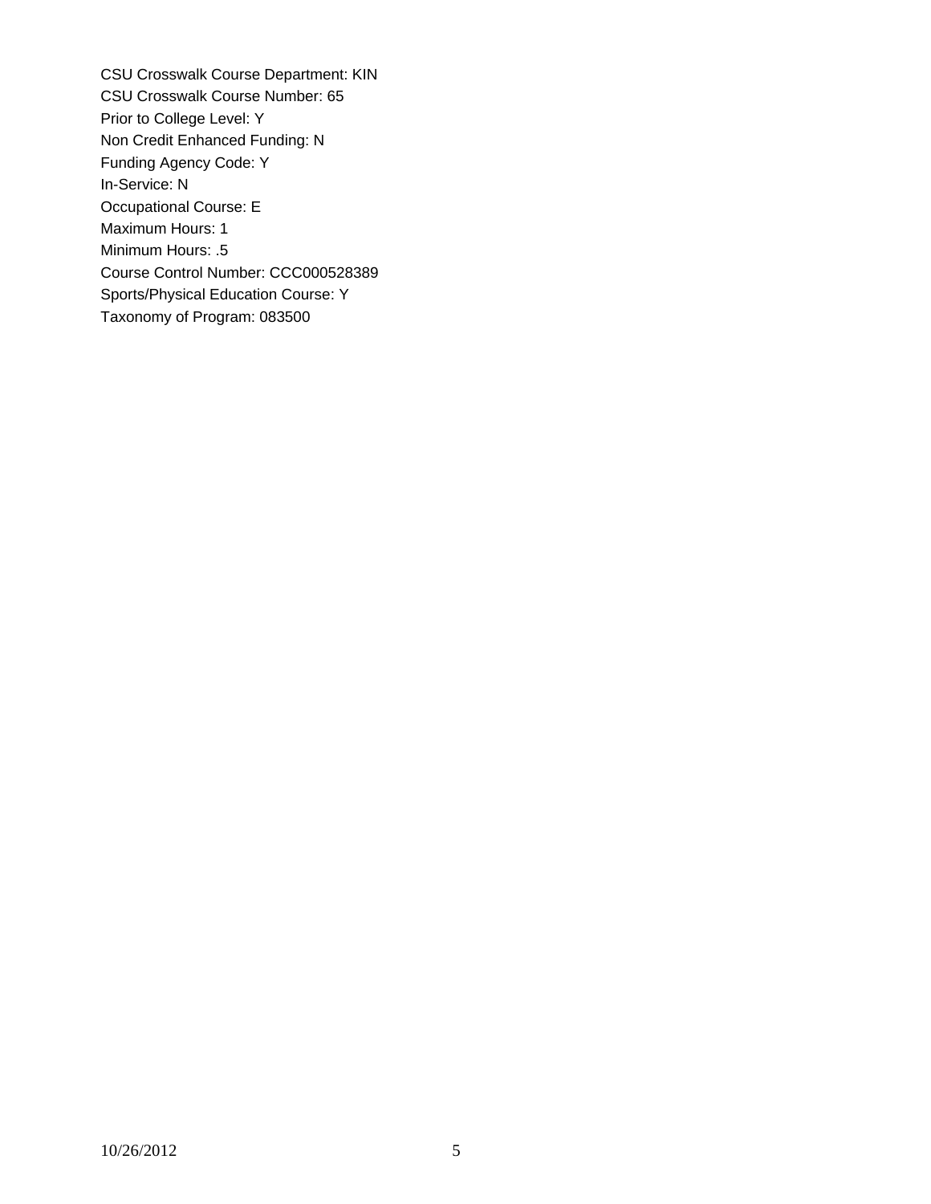CSU Crosswalk Course Department: KIN
CSU Crosswalk Course Number: 65
Prior to College Level: Y
Non Credit Enhanced Funding: N
Funding Agency Code: Y
In-Service: N
Occupational Course: E
Maximum Hours: 1
Minimum Hours: .5
Course Control Number: CCC000528389
Sports/Physical Education Course: Y
Taxonomy of Program: 083500